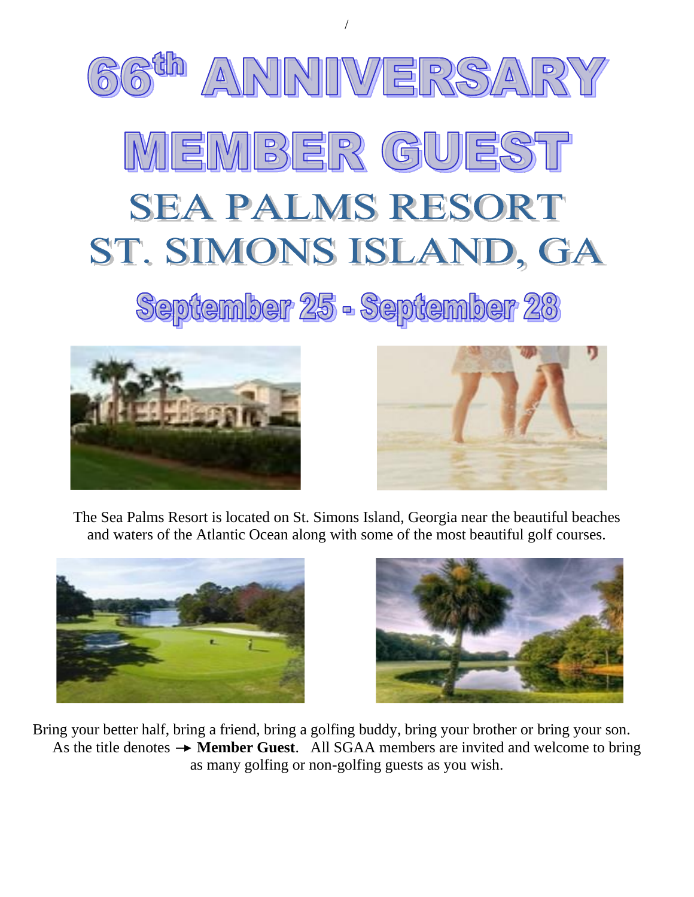/

# 66th ANNIVERSARY

# MEMBER GUEST

## SEA PALMS RESORT
## ST. SIMONS ISLAND, GA

## September 25 - September 28

The Sea Palms Resort is located on St. Simons Island, Georgia near the beautiful beaches and waters of the Atlantic Ocean along with some of the most beautiful golf courses.

Bring your better half, bring a friend, bring a golfing buddy, bring your brother or bring your son. As the title denotes → **Member Guest**. All SGAA members are invited and welcome to bring as many golfing or non-golfing guests as you wish.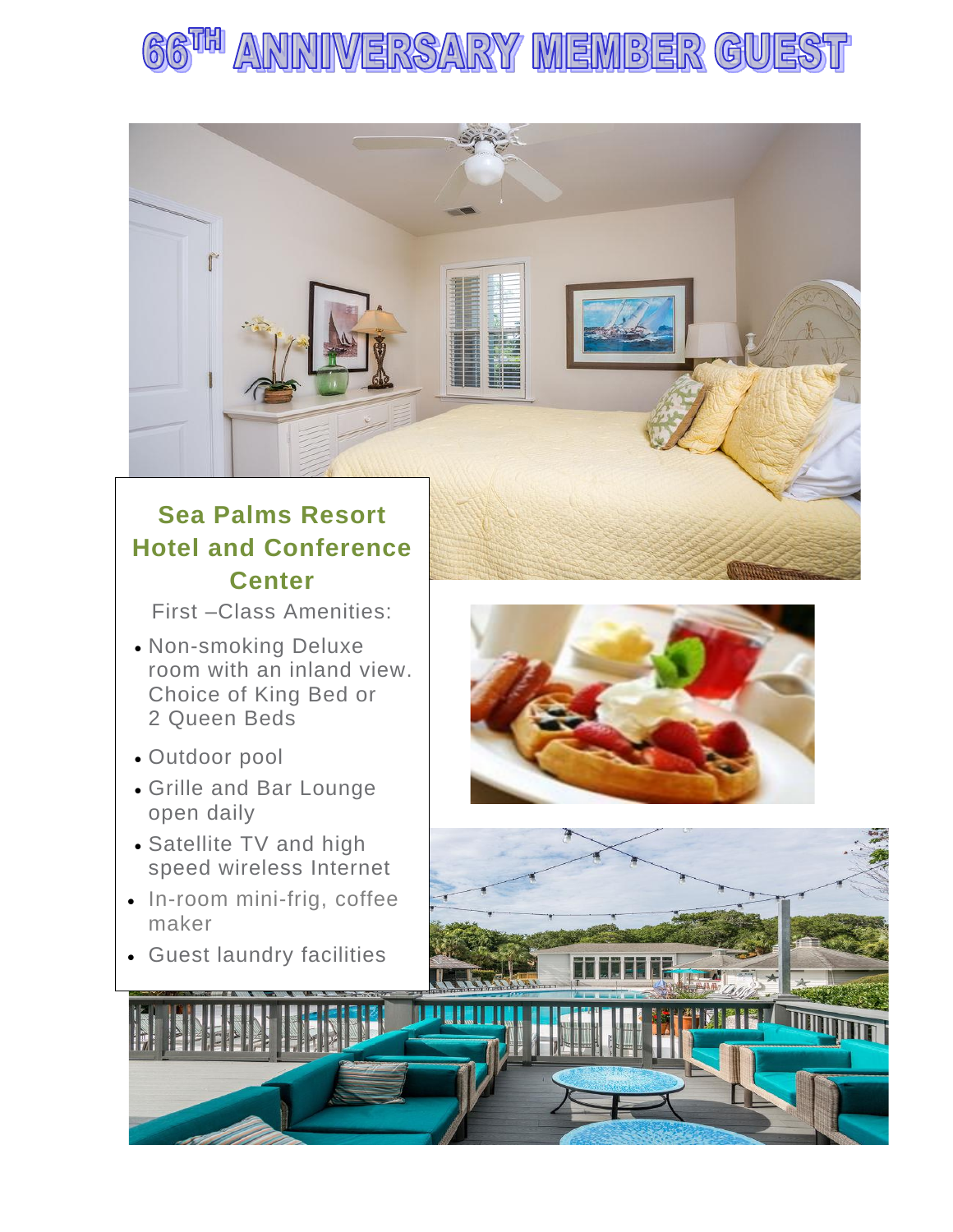# 66TH ANNIVERSARY MEMBER GUEST

## Sea Palms Resort Hotel and Conference Center

First –Class Amenities:

- Non-smoking Deluxe room with an inland view. Choice of King Bed or 2 Queen Beds
- Outdoor pool
- Grille and Bar Lounge open daily
- Satellite TV and high speed wireless Internet
- In-room mini-frig, coffee maker
- Guest laundry facilities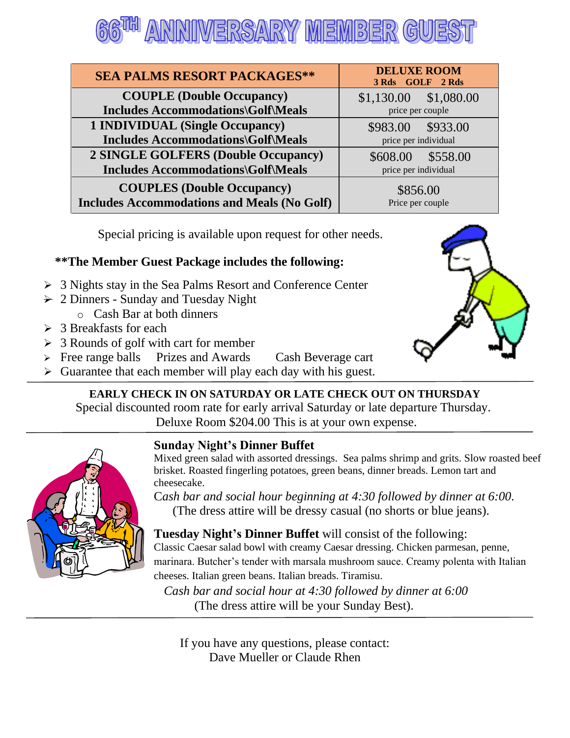# 66TH ANNIVERSARY MEMBER GUEST

| SEA PALMS RESORT PACKAGES** | DELUXE ROOM<br>3 Rds GOLF 2 Rds |
|---|---|
| **COUPLE (Double Occupancy)**<br>**Includes Accommodations\Golf\Meals** | $1,130.00 $1,080.00<br>price per couple |
| **1 INDIVIDUAL (Single Occupancy)**<br>**Includes Accommodations\Golf\Meals** | $983.00 $933.00<br>price per individual |
| **2 SINGLE GOLFERS (Double Occupancy)**<br>**Includes Accommodations\Golf\Meals** | $608.00 $558.00<br>price per individual |
| **COUPLES (Double Occupancy)**<br>**Includes Accommodations and Meals (No Golf)** | $856.00<br>Price per couple |

Special pricing is available upon request for other needs.

**\*\*The Member Guest Package includes the following:**

- 3 Nights stay in the Sea Palms Resort and Conference Center
- 2 Dinners - Sunday and Tuesday Night
  - Cash Bar at both dinners
- 3 Breakfasts for each
- 3 Rounds of golf with cart for member
- Free range balls  Prizes and Awards  Cash Beverage cart
- Guarantee that each member will play each day with his guest.

**EARLY CHECK IN ON SATURDAY OR LATE CHECK OUT ON THURSDAY**

Special discounted room rate for early arrival Saturday or late departure Thursday.
Deluxe Room $204.00 This is at your own expense.

**Sunday Night's Dinner Buffet**

Mixed green salad with assorted dressings. Sea palms shrimp and grits. Slow roasted beef brisket. Roasted fingerling potatoes, green beans, dinner breads. Lemon tart and cheesecake.

*Cash bar and social hour beginning at 4:30 followed by dinner at 6:00.*
(The dress attire will be dressy casual (no shorts or blue jeans).

**Tuesday Night's Dinner Buffet** will consist of the following:

Classic Caesar salad bowl with creamy Caesar dressing. Chicken parmesan, penne, marinara. Butcher's tender with marsala mushroom sauce. Creamy polenta with Italian cheeses. Italian green beans. Italian breads. Tiramisu.

*Cash bar and social hour at 4:30 followed by dinner at 6:00*
(The dress attire will be your Sunday Best).

If you have any questions, please contact:
Dave Mueller or Claude Rhen